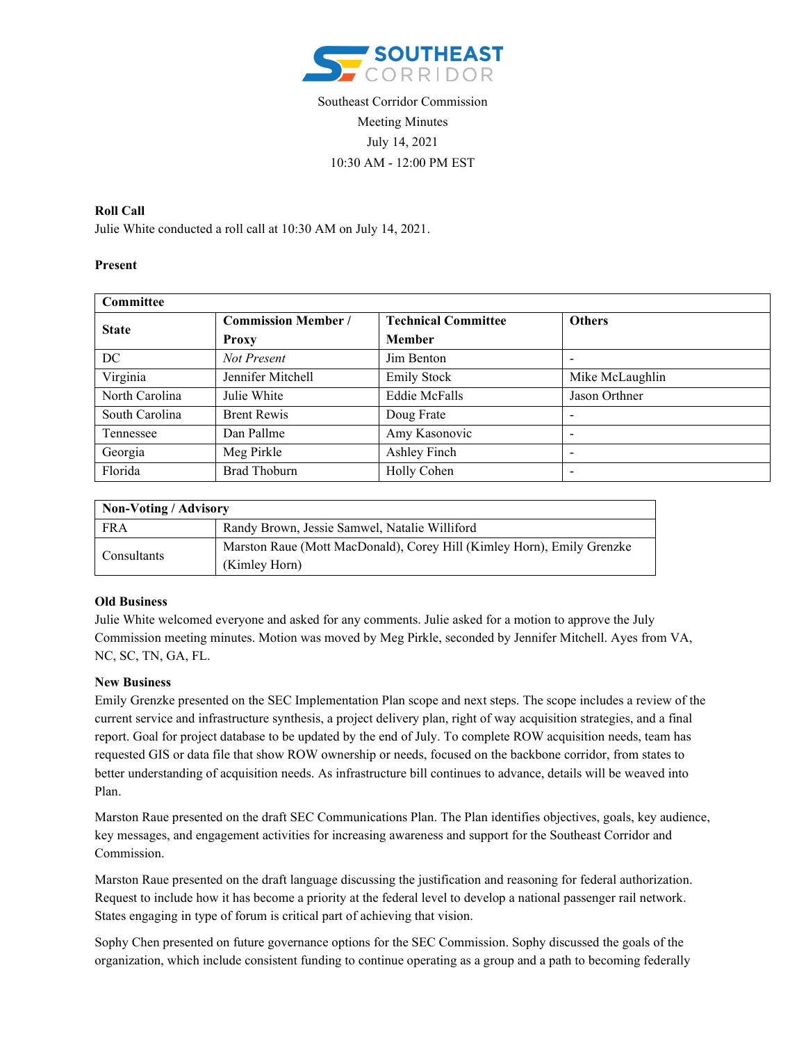Southeast Corridor Commission

Meeting Minutes

July 14, 2021

10:30 AM - 12:00 PM EST

**Roll Call**

Julie White conducted a roll call at 10:30 AM on July 14, 2021.

**Present**

| **Committee** | | | |
|---|---|---|---|
| **State** | **Commission Member / Proxy** | **Technical Committee Member** | **Others** |
| DC | *Not Present* | Jim Benton | - |
| Virginia | Jennifer Mitchell | Emily Stock | Mike McLaughlin |
| North Carolina | Julie White | Eddie McFalls | Jason Orthner |
| South Carolina | Brent Rewis | Doug Frate | - |
| Tennessee | Dan Pallme | Amy Kasonovic | - |
| Georgia | Meg Pirkle | Ashley Finch | - |
| Florida | Brad Thoburn | Holly Cohen | - |

| **Non-Voting / Advisory** | |
|---|---|
| FRA | Randy Brown, Jessie Samwel, Natalie Williford |
| Consultants | Marston Raue (Mott MacDonald), Corey Hill (Kimley Horn), Emily Grenzke (Kimley Horn) |

**Old Business**

Julie White welcomed everyone and asked for any comments. Julie asked for a motion to approve the July Commission meeting minutes. Motion was moved by Meg Pirkle, seconded by Jennifer Mitchell. Ayes from VA, NC, SC, TN, GA, FL.

**New Business**

Emily Grenzke presented on the SEC Implementation Plan scope and next steps. The scope includes a review of the current service and infrastructure synthesis, a project delivery plan, right of way acquisition strategies, and a final report. Goal for project database to be updated by the end of July. To complete ROW acquisition needs, team has requested GIS or data file that show ROW ownership or needs, focused on the backbone corridor, from states to better understanding of acquisition needs. As infrastructure bill continues to advance, details will be weaved into Plan.

Marston Raue presented on the draft SEC Communications Plan. The Plan identifies objectives, goals, key audience, key messages, and engagement activities for increasing awareness and support for the Southeast Corridor and Commission.

Marston Raue presented on the draft language discussing the justification and reasoning for federal authorization. Request to include how it has become a priority at the federal level to develop a national passenger rail network. States engaging in type of forum is critical part of achieving that vision.

Sophy Chen presented on future governance options for the SEC Commission. Sophy discussed the goals of the organization, which include consistent funding to continue operating as a group and a path to becoming federally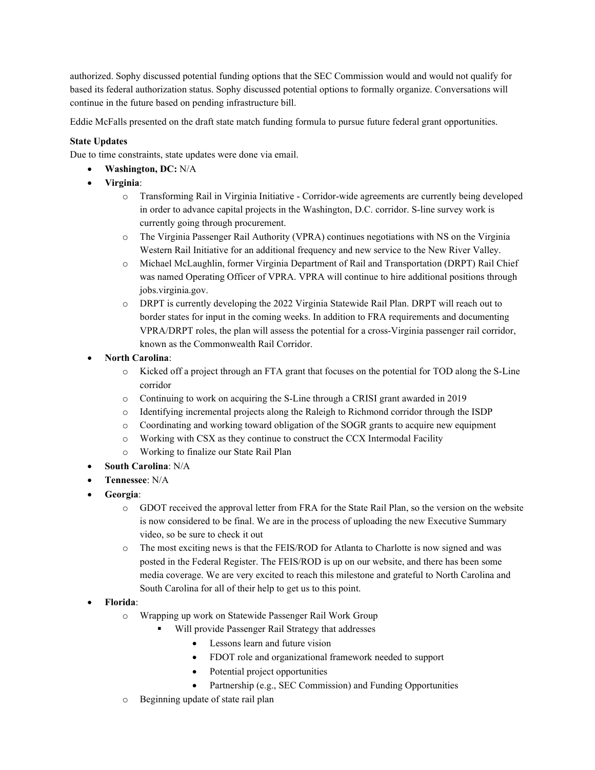authorized. Sophy discussed potential funding options that the SEC Commission would and would not qualify for based its federal authorization status. Sophy discussed potential options to formally organize. Conversations will continue in the future based on pending infrastructure bill.

Eddie McFalls presented on the draft state match funding formula to pursue future federal grant opportunities.

**State Updates**

Due to time constraints, state updates were done via email.

- **Washington, DC:** N/A
- **Virginia**:
  - Transforming Rail in Virginia Initiative - Corridor-wide agreements are currently being developed in order to advance capital projects in the Washington, D.C. corridor. S-line survey work is currently going through procurement.
  - The Virginia Passenger Rail Authority (VPRA) continues negotiations with NS on the Virginia Western Rail Initiative for an additional frequency and new service to the New River Valley.
  - Michael McLaughlin, former Virginia Department of Rail and Transportation (DRPT) Rail Chief was named Operating Officer of VPRA. VPRA will continue to hire additional positions through jobs.virginia.gov.
  - DRPT is currently developing the 2022 Virginia Statewide Rail Plan. DRPT will reach out to border states for input in the coming weeks. In addition to FRA requirements and documenting VPRA/DRPT roles, the plan will assess the potential for a cross-Virginia passenger rail corridor, known as the Commonwealth Rail Corridor.
- **North Carolina**:
  - Kicked off a project through an FTA grant that focuses on the potential for TOD along the S-Line corridor
  - Continuing to work on acquiring the S-Line through a CRISI grant awarded in 2019
  - Identifying incremental projects along the Raleigh to Richmond corridor through the ISDP
  - Coordinating and working toward obligation of the SOGR grants to acquire new equipment
  - Working with CSX as they continue to construct the CCX Intermodal Facility
  - Working to finalize our State Rail Plan
- **South Carolina**: N/A
- **Tennessee**: N/A
- **Georgia**:
  - GDOT received the approval letter from FRA for the State Rail Plan, so the version on the website is now considered to be final. We are in the process of uploading the new Executive Summary video, so be sure to check it out
  - The most exciting news is that the FEIS/ROD for Atlanta to Charlotte is now signed and was posted in the Federal Register. The FEIS/ROD is up on our website, and there has been some media coverage. We are very excited to reach this milestone and grateful to North Carolina and South Carolina for all of their help to get us to this point.
- **Florida**:
  - Wrapping up work on Statewide Passenger Rail Work Group
    - Will provide Passenger Rail Strategy that addresses
      - Lessons learn and future vision
      - FDOT role and organizational framework needed to support
      - Potential project opportunities
      - Partnership (e.g., SEC Commission) and Funding Opportunities
  - Beginning update of state rail plan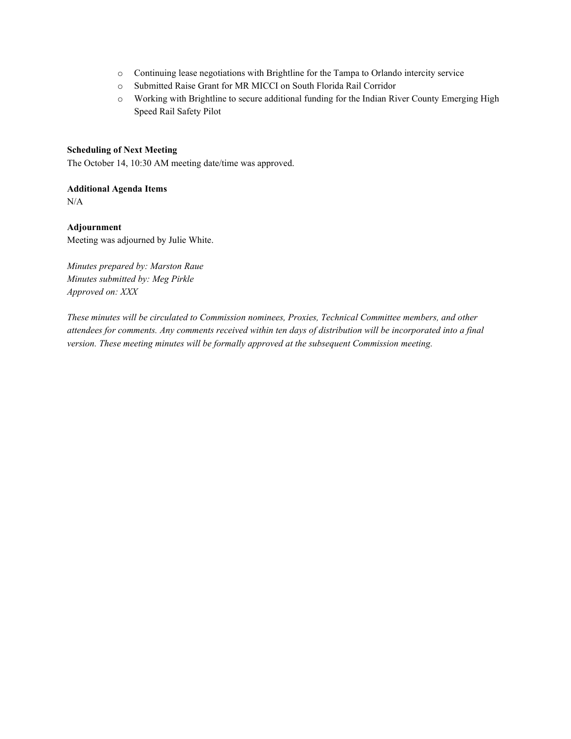- Continuing lease negotiations with Brightline for the Tampa to Orlando intercity service
- Submitted Raise Grant for MR MICCI on South Florida Rail Corridor
- Working with Brightline to secure additional funding for the Indian River County Emerging High Speed Rail Safety Pilot

**Scheduling of Next Meeting**
The October 14, 10:30 AM meeting date/time was approved.

**Additional Agenda Items**
N/A

**Adjournment**
Meeting was adjourned by Julie White.

*Minutes prepared by: Marston Raue*
*Minutes submitted by: Meg Pirkle*
*Approved on: XXX*

*These minutes will be circulated to Commission nominees, Proxies, Technical Committee members, and other attendees for comments. Any comments received within ten days of distribution will be incorporated into a final version. These meeting minutes will be formally approved at the subsequent Commission meeting.*